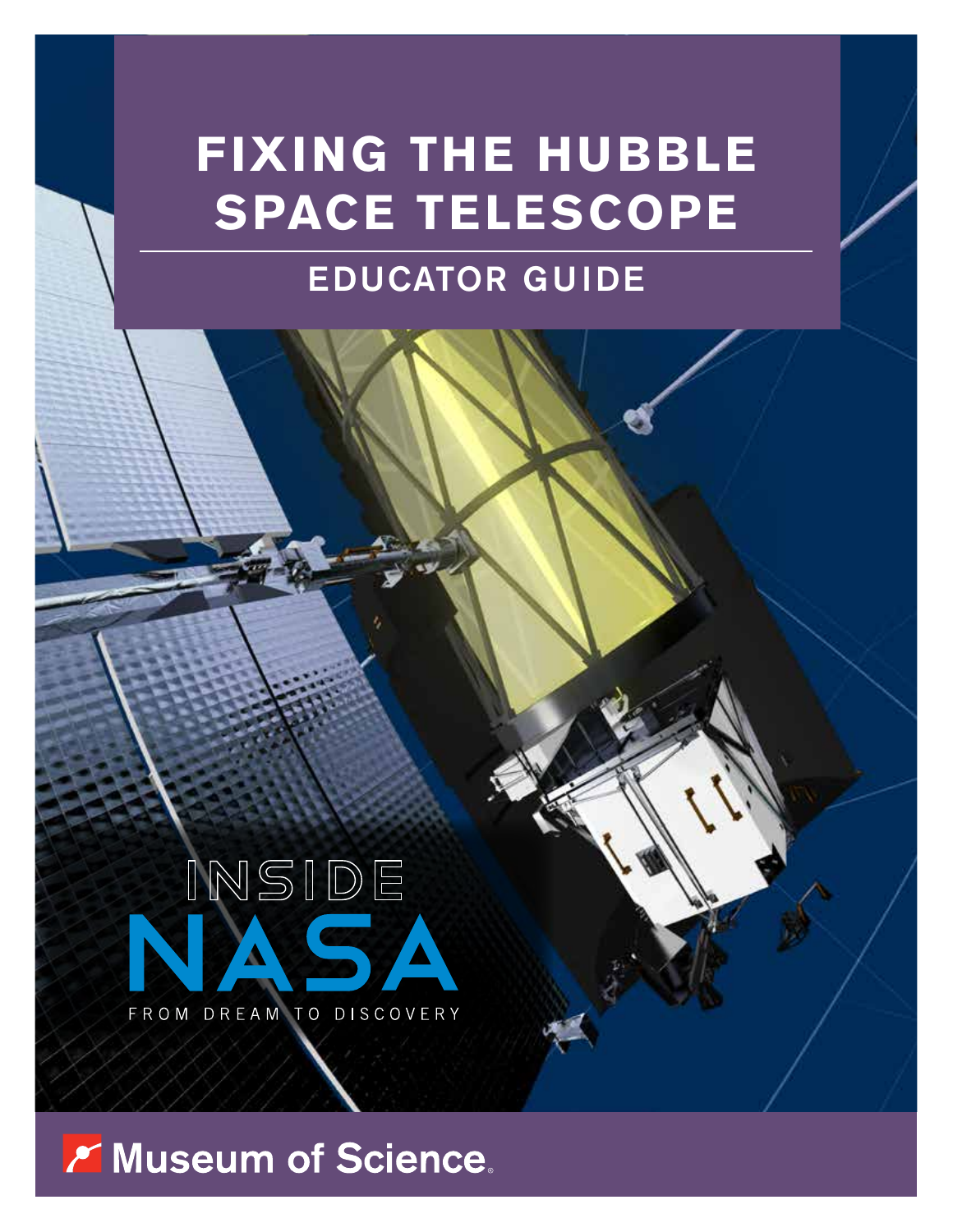# FIXING THE HUBBLE SPACE TELESCOPE

## EDUCATOR GUIDE

INSIDE NASA

FROM DREAM TO DISCOVERY

Museum of Science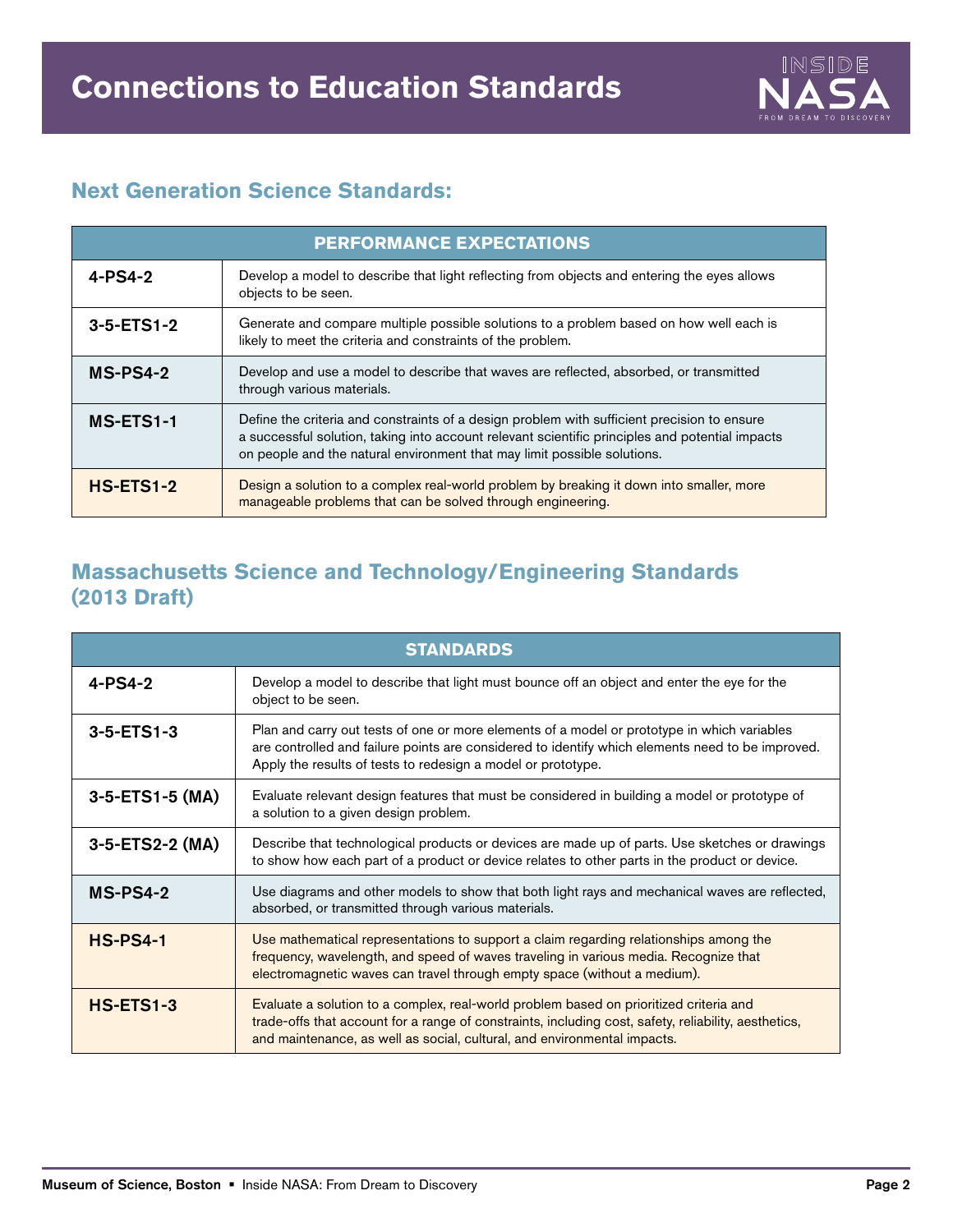# Connections to Education Standards

## Next Generation Science Standards:

| PERFORMANCE EXPECTATIONS | |
|---|---|
| **4-PS4-2** | Develop a model to describe that light reflecting from objects and entering the eyes allows objects to be seen. |
| **3-5-ETS1-2** | Generate and compare multiple possible solutions to a problem based on how well each is likely to meet the criteria and constraints of the problem. |
| **MS-PS4-2** | Develop and use a model to describe that waves are reflected, absorbed, or transmitted through various materials. |
| **MS-ETS1-1** | Define the criteria and constraints of a design problem with sufficient precision to ensure a successful solution, taking into account relevant scientific principles and potential impacts on people and the natural environment that may limit possible solutions. |
| **HS-ETS1-2** | Design a solution to a complex real-world problem by breaking it down into smaller, more manageable problems that can be solved through engineering. |

## Massachusetts Science and Technology/Engineering Standards (2013 Draft)

| STANDARDS | |
|---|---|
| **4-PS4-2** | Develop a model to describe that light must bounce off an object and enter the eye for the object to be seen. |
| **3-5-ETS1-3** | Plan and carry out tests of one or more elements of a model or prototype in which variables are controlled and failure points are considered to identify which elements need to be improved. Apply the results of tests to redesign a model or prototype. |
| **3-5-ETS1-5 (MA)** | Evaluate relevant design features that must be considered in building a model or prototype of a solution to a given design problem. |
| **3-5-ETS2-2 (MA)** | Describe that technological products or devices are made up of parts. Use sketches or drawings to show how each part of a product or device relates to other parts in the product or device. |
| **MS-PS4-2** | Use diagrams and other models to show that both light rays and mechanical waves are reflected, absorbed, or transmitted through various materials. |
| **HS-PS4-1** | Use mathematical representations to support a claim regarding relationships among the frequency, wavelength, and speed of waves traveling in various media. Recognize that electromagnetic waves can travel through empty space (without a medium). |
| **HS-ETS1-3** | Evaluate a solution to a complex, real-world problem based on prioritized criteria and trade-offs that account for a range of constraints, including cost, safety, reliability, aesthetics, and maintenance, as well as social, cultural, and environmental impacts. |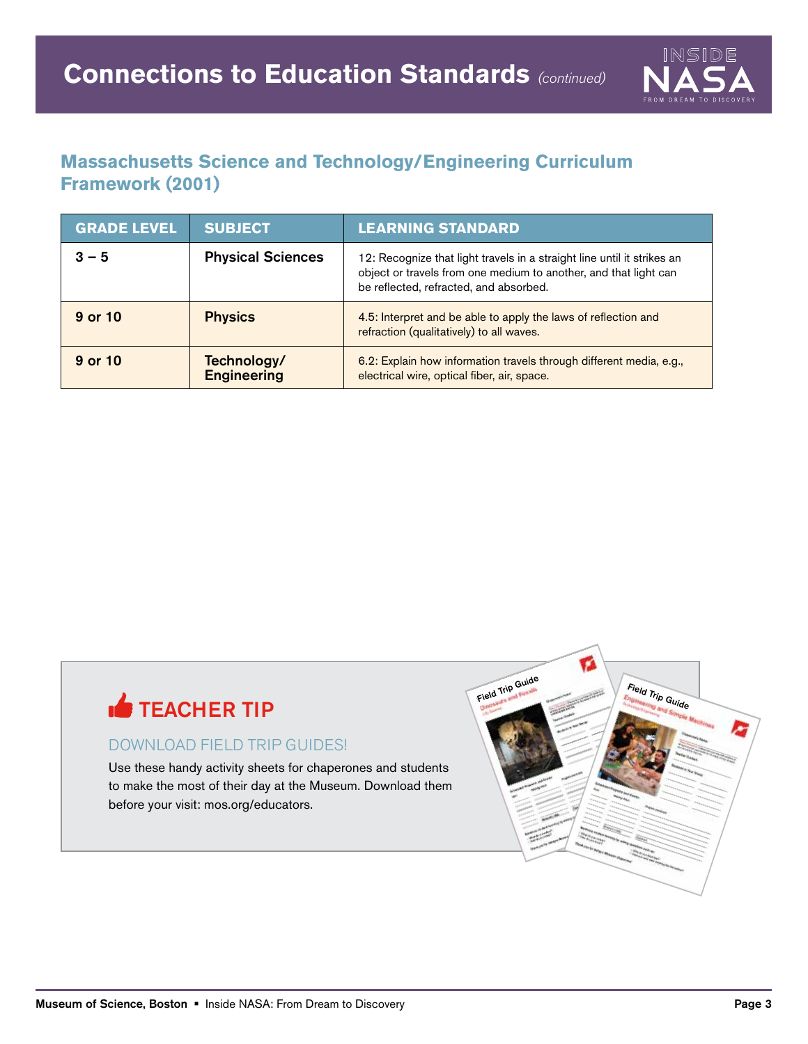# Connections to Education Standards *(continued)*

## Massachusetts Science and Technology/Engineering Curriculum Framework (2001)

| GRADE LEVEL | SUBJECT | LEARNING STANDARD |
|---|---|---|
| 3 – 5 | Physical Sciences | 12: Recognize that light travels in a straight line until it strikes an object or travels from one medium to another, and that light can be reflected, refracted, and absorbed. |
| 9 or 10 | Physics | 4.5: Interpret and be able to apply the laws of reflection and refraction (qualitatively) to all waves. |
| 9 or 10 | Technology/ Engineering | 6.2: Explain how information travels through different media, e.g., electrical wire, optical fiber, air, space. |

### TEACHER TIP

DOWNLOAD FIELD TRIP GUIDES!

Use these handy activity sheets for chaperones and students to make the most of their day at the Museum. Download them before your visit: mos.org/educators.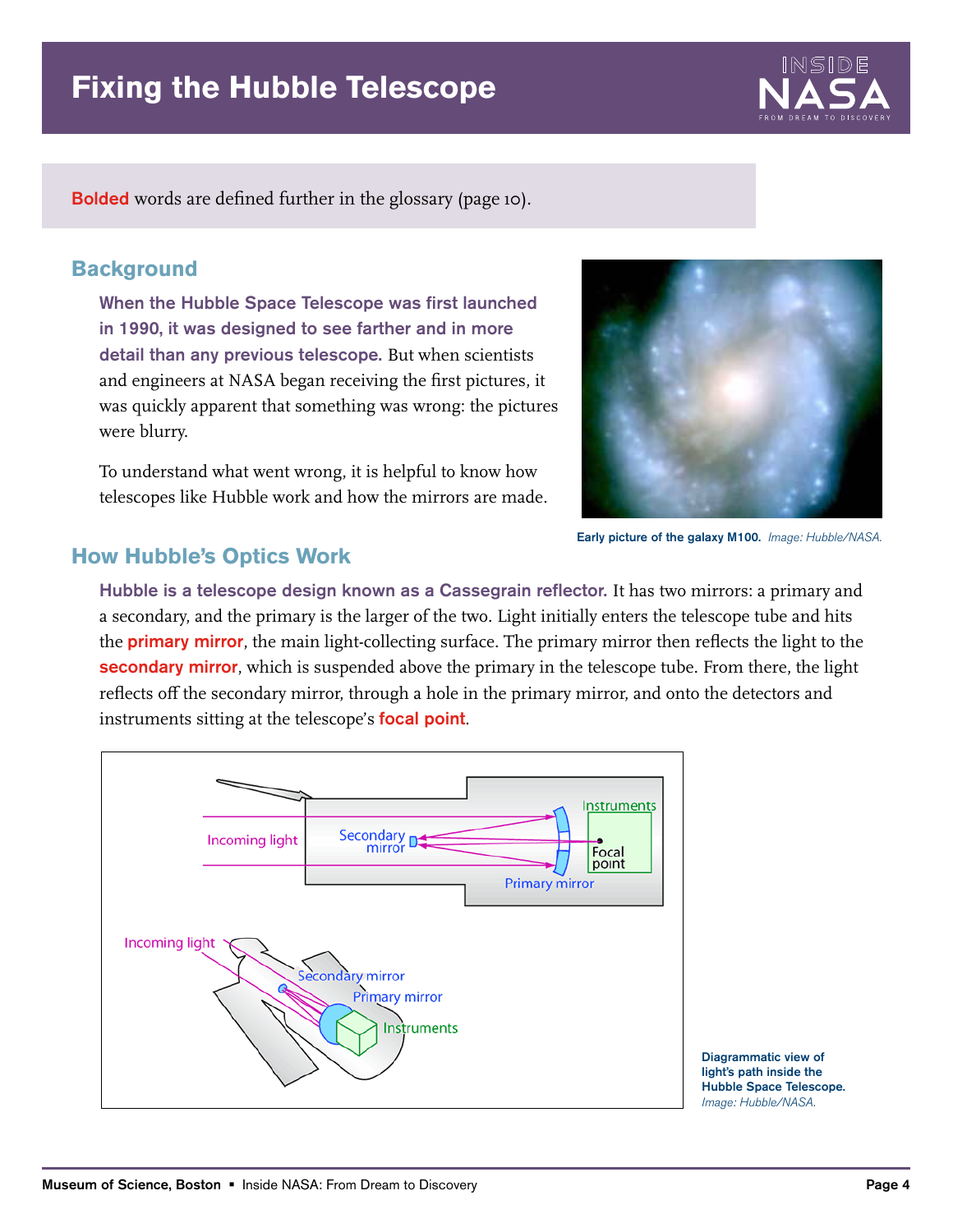# Fixing the Hubble Telescope

**Bolded** words are defined further in the glossary (page 10).

## Background

**When the Hubble Space Telescope was first launched in 1990, it was designed to see farther and in more detail than any previous telescope.** But when scientists and engineers at NASA began receiving the first pictures, it was quickly apparent that something was wrong: the pictures were blurry.

To understand what went wrong, it is helpful to know how telescopes like Hubble work and how the mirrors are made.

**Early picture of the galaxy M100.** *Image: Hubble/NASA.*

## How Hubble's Optics Work

**Hubble is a telescope design known as a Cassegrain reflector.** It has two mirrors: a primary and a secondary, and the primary is the larger of the two. Light initially enters the telescope tube and hits the **primary mirror**, the main light-collecting surface. The primary mirror then reflects the light to the **secondary mirror**, which is suspended above the primary in the telescope tube. From there, the light reflects off the secondary mirror, through a hole in the primary mirror, and onto the detectors and instruments sitting at the telescope's **focal point**.

**Diagrammatic view of light's path inside the Hubble Space Telescope.** *Image: Hubble/NASA.*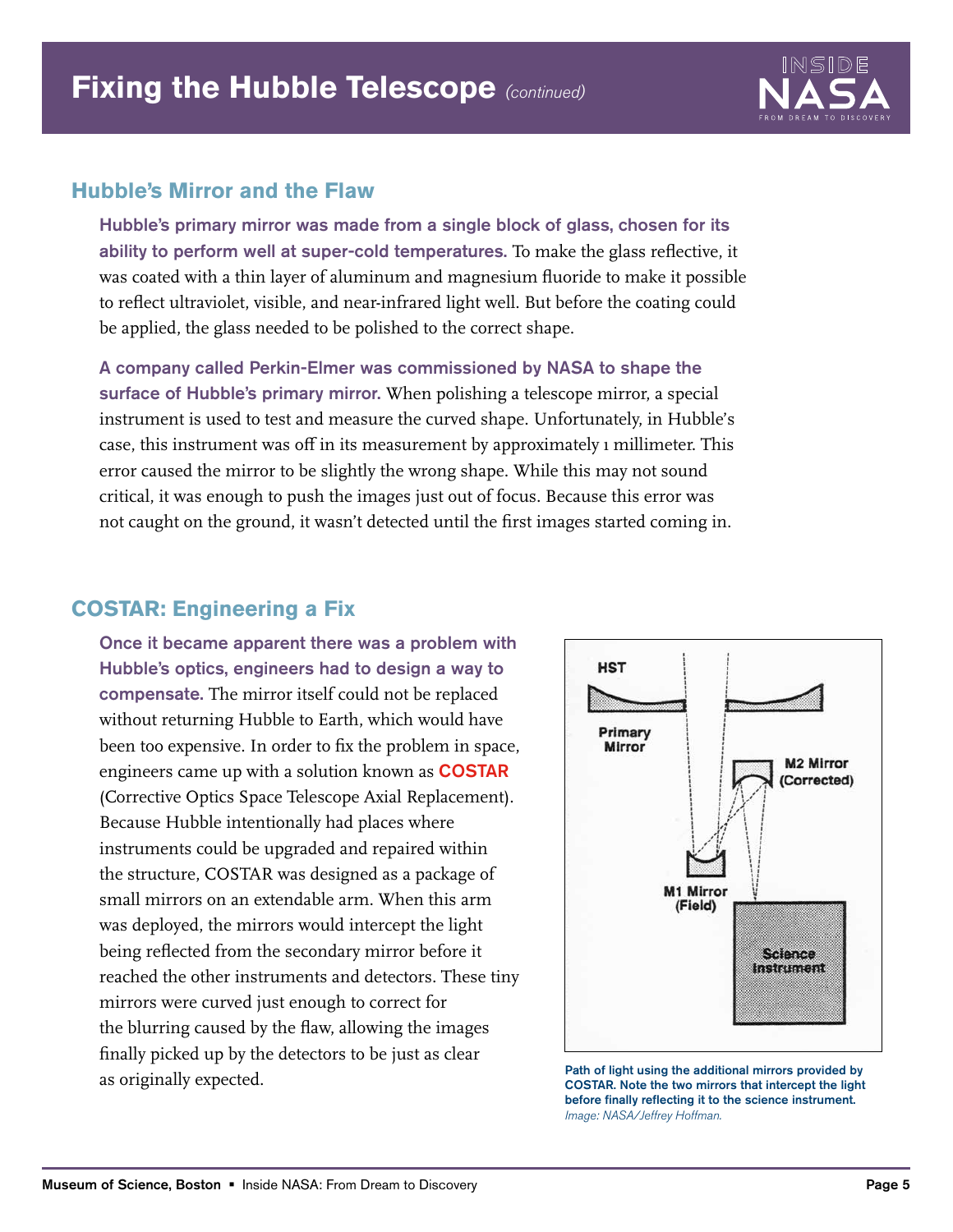# Fixing the Hubble Telescope *(continued)*

## Hubble's Mirror and the Flaw

**Hubble's primary mirror was made from a single block of glass, chosen for its ability to perform well at super-cold temperatures.** To make the glass reflective, it was coated with a thin layer of aluminum and magnesium fluoride to make it possible to reflect ultraviolet, visible, and near-infrared light well. But before the coating could be applied, the glass needed to be polished to the correct shape.

**A company called Perkin-Elmer was commissioned by NASA to shape the surface of Hubble's primary mirror.** When polishing a telescope mirror, a special instrument is used to test and measure the curved shape. Unfortunately, in Hubble's case, this instrument was off in its measurement by approximately 1 millimeter. This error caused the mirror to be slightly the wrong shape. While this may not sound critical, it was enough to push the images just out of focus. Because this error was not caught on the ground, it wasn't detected until the first images started coming in.

## COSTAR: Engineering a Fix

**Once it became apparent there was a problem with Hubble's optics, engineers had to design a way to compensate.** The mirror itself could not be replaced without returning Hubble to Earth, which would have been too expensive. In order to fix the problem in space, engineers came up with a solution known as **COSTAR** (Corrective Optics Space Telescope Axial Replacement). Because Hubble intentionally had places where instruments could be upgraded and repaired within the structure, COSTAR was designed as a package of small mirrors on an extendable arm. When this arm was deployed, the mirrors would intercept the light being reflected from the secondary mirror before it reached the other instruments and detectors. These tiny mirrors were curved just enough to correct for the blurring caused by the flaw, allowing the images finally picked up by the detectors to be just as clear as originally expected.

HST, Primary Mirror, M2 Mirror (Corrected), M1 Mirror (Field), Science Instrument

**Path of light using the additional mirrors provided by COSTAR. Note the two mirrors that intercept the light before finally reflecting it to the science instrument.** *Image: NASA/Jeffrey Hoffman.*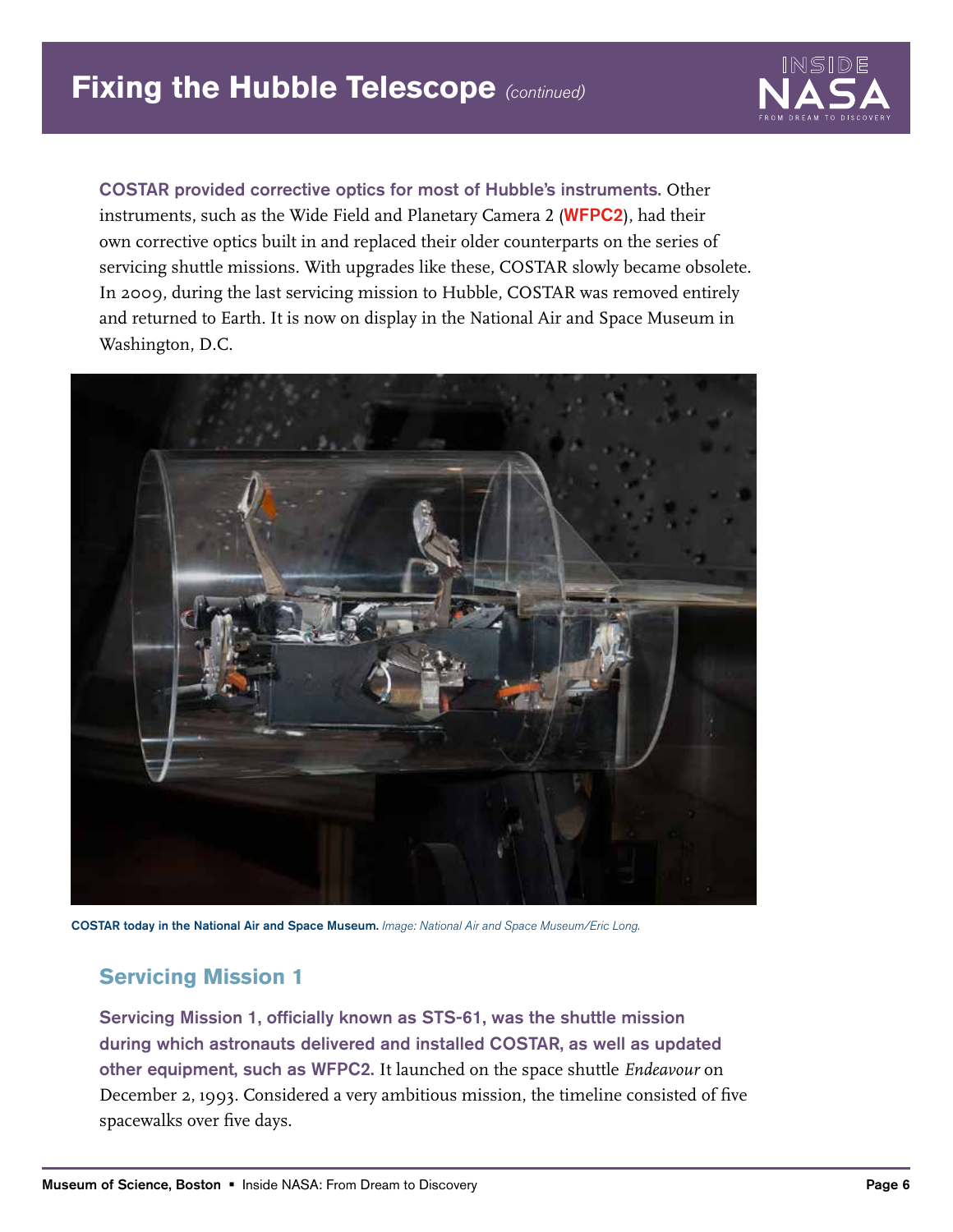**COSTAR provided corrective optics for most of Hubble's instruments.** Other instruments, such as the Wide Field and Planetary Camera 2 (**WFPC2**), had their own corrective optics built in and replaced their older counterparts on the series of servicing shuttle missions. With upgrades like these, COSTAR slowly became obsolete. In 2009, during the last servicing mission to Hubble, COSTAR was removed entirely and returned to Earth. It is now on display in the National Air and Space Museum in Washington, D.C.

**COSTAR today in the National Air and Space Museum.** *Image: National Air and Space Museum/Eric Long.*

## Servicing Mission 1

**Servicing Mission 1, officially known as STS-61, was the shuttle mission during which astronauts delivered and installed COSTAR, as well as updated other equipment, such as WFPC2.** It launched on the space shuttle *Endeavour* on December 2, 1993. Considered a very ambitious mission, the timeline consisted of five spacewalks over five days.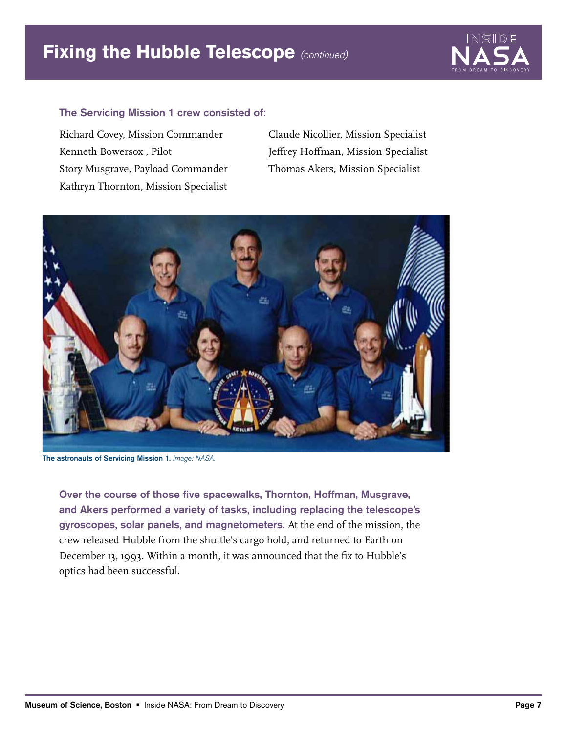# Fixing the Hubble Telescope *(continued)*

### The Servicing Mission 1 crew consisted of:

Richard Covey, Mission Commander
Kenneth Bowersox , Pilot
Story Musgrave, Payload Commander
Kathryn Thornton, Mission Specialist
Claude Nicollier, Mission Specialist
Jeffrey Hoffman, Mission Specialist
Thomas Akers, Mission Specialist

**The astronauts of Servicing Mission 1.** *Image: NASA.*

**Over the course of those five spacewalks, Thornton, Hoffman, Musgrave, and Akers performed a variety of tasks, including replacing the telescope's gyroscopes, solar panels, and magnetometers.** At the end of the mission, the crew released Hubble from the shuttle's cargo hold, and returned to Earth on December 13, 1993. Within a month, it was announced that the fix to Hubble's optics had been successful.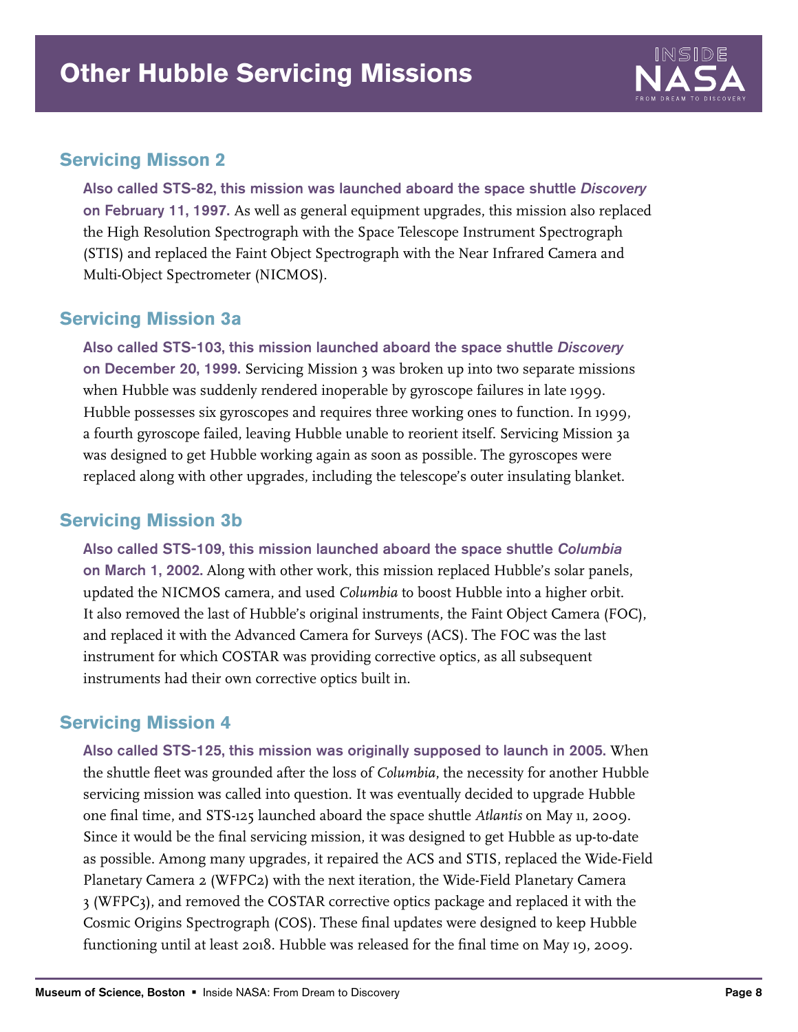# Other Hubble Servicing Missions

## Servicing Misson 2

**Also called STS-82, this mission was launched aboard the space shuttle *Discovery* on February 11, 1997.** As well as general equipment upgrades, this mission also replaced the High Resolution Spectrograph with the Space Telescope Instrument Spectrograph (STIS) and replaced the Faint Object Spectrograph with the Near Infrared Camera and Multi-Object Spectrometer (NICMOS).

## Servicing Mission 3a

**Also called STS-103, this mission launched aboard the space shuttle *Discovery* on December 20, 1999.** Servicing Mission 3 was broken up into two separate missions when Hubble was suddenly rendered inoperable by gyroscope failures in late 1999. Hubble possesses six gyroscopes and requires three working ones to function. In 1999, a fourth gyroscope failed, leaving Hubble unable to reorient itself. Servicing Mission 3a was designed to get Hubble working again as soon as possible. The gyroscopes were replaced along with other upgrades, including the telescope's outer insulating blanket.

## Servicing Mission 3b

**Also called STS-109, this mission launched aboard the space shuttle *Columbia* on March 1, 2002.** Along with other work, this mission replaced Hubble's solar panels, updated the NICMOS camera, and used *Columbia* to boost Hubble into a higher orbit. It also removed the last of Hubble's original instruments, the Faint Object Camera (FOC), and replaced it with the Advanced Camera for Surveys (ACS). The FOC was the last instrument for which COSTAR was providing corrective optics, as all subsequent instruments had their own corrective optics built in.

## Servicing Mission 4

**Also called STS-125, this mission was originally supposed to launch in 2005.** When the shuttle fleet was grounded after the loss of *Columbia*, the necessity for another Hubble servicing mission was called into question. It was eventually decided to upgrade Hubble one final time, and STS-125 launched aboard the space shuttle *Atlantis* on May 11, 2009. Since it would be the final servicing mission, it was designed to get Hubble as up-to-date as possible. Among many upgrades, it repaired the ACS and STIS, replaced the Wide-Field Planetary Camera 2 (WFPC2) with the next iteration, the Wide-Field Planetary Camera 3 (WFPC3), and removed the COSTAR corrective optics package and replaced it with the Cosmic Origins Spectrograph (COS). These final updates were designed to keep Hubble functioning until at least 2018. Hubble was released for the final time on May 19, 2009.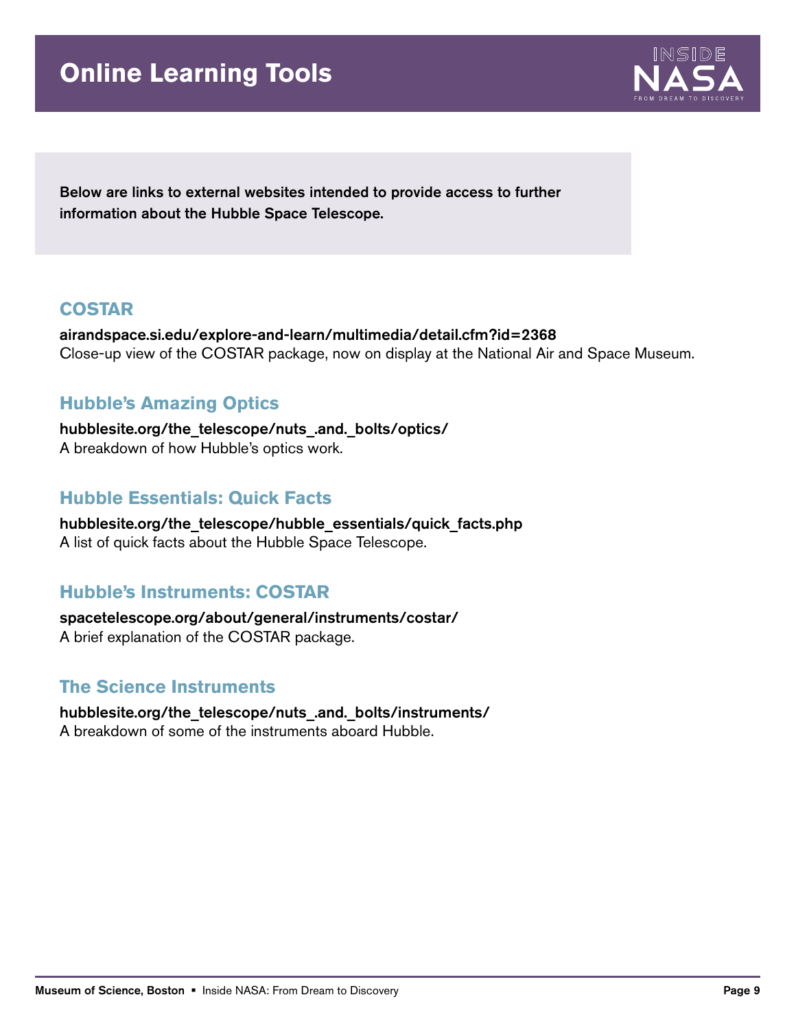# Online Learning Tools

**Below are links to external websites intended to provide access to further information about the Hubble Space Telescope.**

## COSTAR

**airandspace.si.edu/explore-and-learn/multimedia/detail.cfm?id=2368**
Close-up view of the COSTAR package, now on display at the National Air and Space Museum.

## Hubble's Amazing Optics

**hubblesite.org/the_telescope/nuts_.and._bolts/optics/**
A breakdown of how Hubble's optics work.

## Hubble Essentials: Quick Facts

**hubblesite.org/the_telescope/hubble_essentials/quick_facts.php**
A list of quick facts about the Hubble Space Telescope.

## Hubble's Instruments: COSTAR

**spacetelescope.org/about/general/instruments/costar/**
A brief explanation of the COSTAR package.

## The Science Instruments

**hubblesite.org/the_telescope/nuts_.and._bolts/instruments/**
A breakdown of some of the instruments aboard Hubble.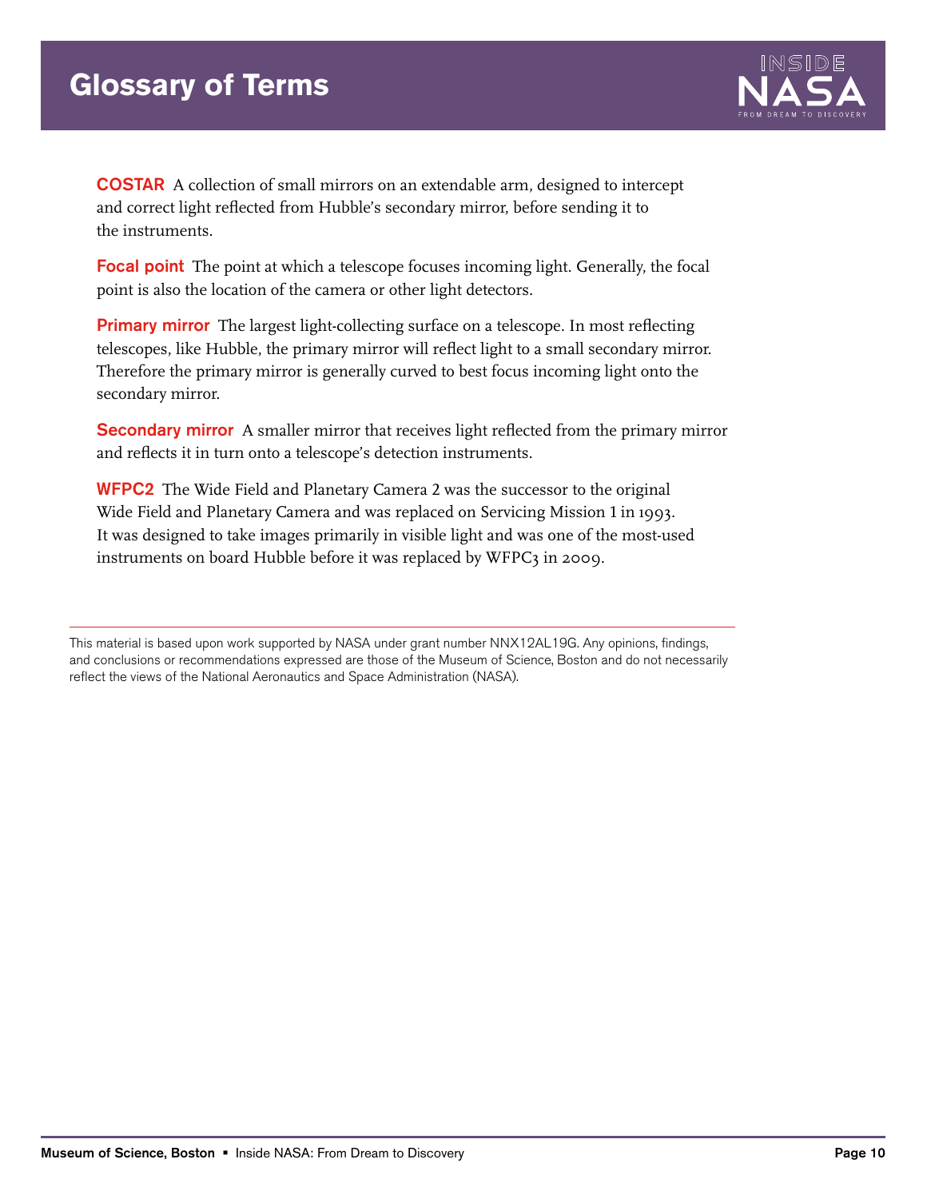# Glossary of Terms

**COSTAR** A collection of small mirrors on an extendable arm, designed to intercept and correct light reflected from Hubble's secondary mirror, before sending it to the instruments.

**Focal point** The point at which a telescope focuses incoming light. Generally, the focal point is also the location of the camera or other light detectors.

**Primary mirror** The largest light-collecting surface on a telescope. In most reflecting telescopes, like Hubble, the primary mirror will reflect light to a small secondary mirror. Therefore the primary mirror is generally curved to best focus incoming light onto the secondary mirror.

**Secondary mirror** A smaller mirror that receives light reflected from the primary mirror and reflects it in turn onto a telescope's detection instruments.

**WFPC2** The Wide Field and Planetary Camera 2 was the successor to the original Wide Field and Planetary Camera and was replaced on Servicing Mission 1 in 1993. It was designed to take images primarily in visible light and was one of the most-used instruments on board Hubble before it was replaced by WFPC3 in 2009.

---

This material is based upon work supported by NASA under grant number NNX12AL19G. Any opinions, findings, and conclusions or recommendations expressed are those of the Museum of Science, Boston and do not necessarily reflect the views of the National Aeronautics and Space Administration (NASA).